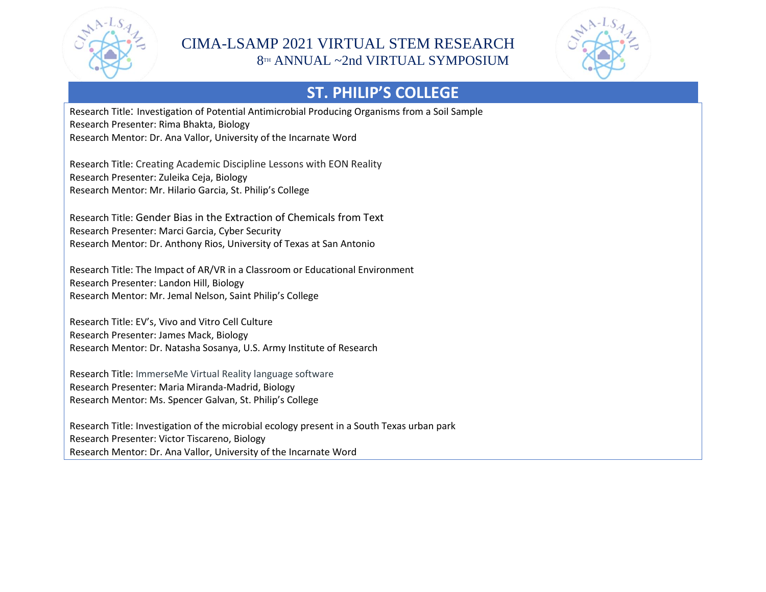# CIMA-LSAMP 2021 VIRTUAL STEM RESEARCH

## 8TH ANNUAL ~2nd VIRTUAL SYMPOSIUM

## ST. PHILIP'S COLLEGE

Research Title: Investigation of Potential Antimicrobial Producing Organisms from a Soil Sample
Research Presenter: Rima Bhakta, Biology
Research Mentor: Dr. Ana Vallor, University of the Incarnate Word

Research Title: Creating Academic Discipline Lessons with EON Reality
Research Presenter: Zuleika Ceja, Biology
Research Mentor: Mr. Hilario Garcia, St. Philip's College

Research Title: Gender Bias in the Extraction of Chemicals from Text
Research Presenter: Marci Garcia, Cyber Security
Research Mentor: Dr. Anthony Rios, University of Texas at San Antonio

Research Title: The Impact of AR/VR in a Classroom or Educational Environment
Research Presenter: Landon Hill, Biology
Research Mentor: Mr. Jemal Nelson, Saint Philip's College

Research Title: EV's, Vivo and Vitro Cell Culture
Research Presenter: James Mack, Biology
Research Mentor: Dr. Natasha Sosanya, U.S. Army Institute of Research

Research Title: ImmerseMe Virtual Reality language software
Research Presenter: Maria Miranda-Madrid, Biology
Research Mentor: Ms. Spencer Galvan, St. Philip's College

Research Title: Investigation of the microbial ecology present in a South Texas urban park
Research Presenter: Victor Tiscareno, Biology
Research Mentor: Dr. Ana Vallor, University of the Incarnate Word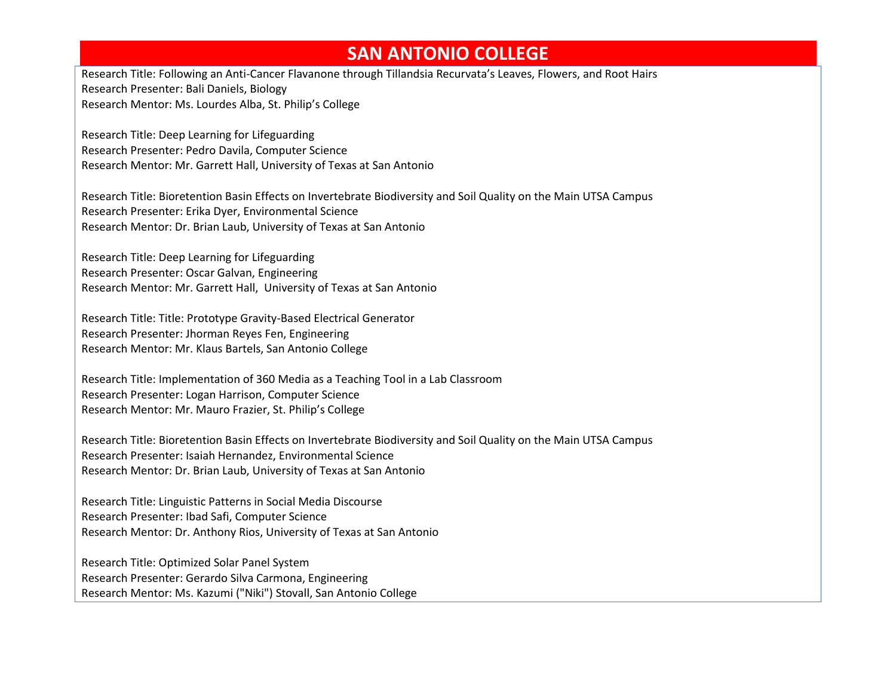## SAN ANTONIO COLLEGE

Research Title: Following an Anti-Cancer Flavanone through Tillandsia Recurvata's Leaves, Flowers, and Root Hairs
Research Presenter: Bali Daniels, Biology
Research Mentor: Ms. Lourdes Alba, St. Philip's College

Research Title: Deep Learning for Lifeguarding
Research Presenter: Pedro Davila, Computer Science
Research Mentor: Mr. Garrett Hall, University of Texas at San Antonio

Research Title: Bioretention Basin Effects on Invertebrate Biodiversity and Soil Quality on the Main UTSA Campus
Research Presenter: Erika Dyer, Environmental Science
Research Mentor: Dr. Brian Laub, University of Texas at San Antonio

Research Title: Deep Learning for Lifeguarding
Research Presenter: Oscar Galvan, Engineering
Research Mentor: Mr. Garrett Hall, University of Texas at San Antonio

Research Title: Title: Prototype Gravity-Based Electrical Generator
Research Presenter: Jhorman Reyes Fen, Engineering
Research Mentor: Mr. Klaus Bartels, San Antonio College

Research Title: Implementation of 360 Media as a Teaching Tool in a Lab Classroom
Research Presenter: Logan Harrison, Computer Science
Research Mentor: Mr. Mauro Frazier, St. Philip's College

Research Title: Bioretention Basin Effects on Invertebrate Biodiversity and Soil Quality on the Main UTSA Campus
Research Presenter: Isaiah Hernandez, Environmental Science
Research Mentor: Dr. Brian Laub, University of Texas at San Antonio

Research Title: Linguistic Patterns in Social Media Discourse
Research Presenter: Ibad Safi, Computer Science
Research Mentor: Dr. Anthony Rios, University of Texas at San Antonio

Research Title: Optimized Solar Panel System
Research Presenter: Gerardo Silva Carmona, Engineering
Research Mentor: Ms. Kazumi ("Niki") Stovall, San Antonio College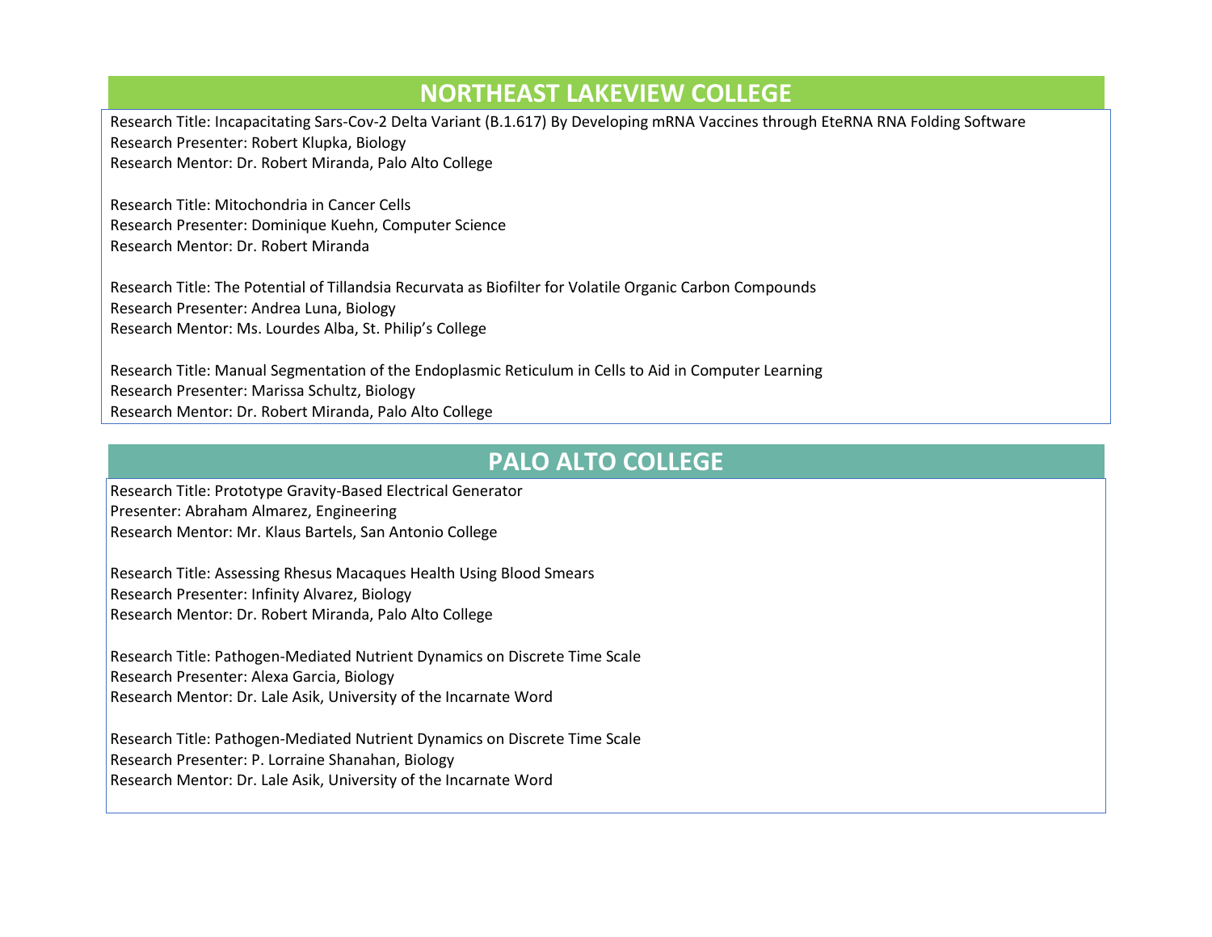## NORTHEAST LAKEVIEW COLLEGE

Research Title: Incapacitating Sars-Cov-2 Delta Variant (B.1.617) By Developing mRNA Vaccines through EteRNA RNA Folding Software
Research Presenter: Robert Klupka, Biology
Research Mentor: Dr. Robert Miranda, Palo Alto College

Research Title: Mitochondria in Cancer Cells
Research Presenter: Dominique Kuehn, Computer Science
Research Mentor: Dr. Robert Miranda

Research Title: The Potential of Tillandsia Recurvata as Biofilter for Volatile Organic Carbon Compounds
Research Presenter: Andrea Luna, Biology
Research Mentor: Ms. Lourdes Alba, St. Philip's College

Research Title: Manual Segmentation of the Endoplasmic Reticulum in Cells to Aid in Computer Learning
Research Presenter: Marissa Schultz, Biology
Research Mentor: Dr. Robert Miranda, Palo Alto College

## PALO ALTO COLLEGE

Research Title: Prototype Gravity-Based Electrical Generator
Presenter: Abraham Almarez, Engineering
Research Mentor: Mr. Klaus Bartels, San Antonio College

Research Title: Assessing Rhesus Macaques Health Using Blood Smears
Research Presenter: Infinity Alvarez, Biology
Research Mentor: Dr. Robert Miranda, Palo Alto College

Research Title: Pathogen-Mediated Nutrient Dynamics on Discrete Time Scale
Research Presenter: Alexa Garcia, Biology
Research Mentor: Dr. Lale Asik, University of the Incarnate Word

Research Title: Pathogen-Mediated Nutrient Dynamics on Discrete Time Scale
Research Presenter: P. Lorraine Shanahan, Biology
Research Mentor: Dr. Lale Asik, University of the Incarnate Word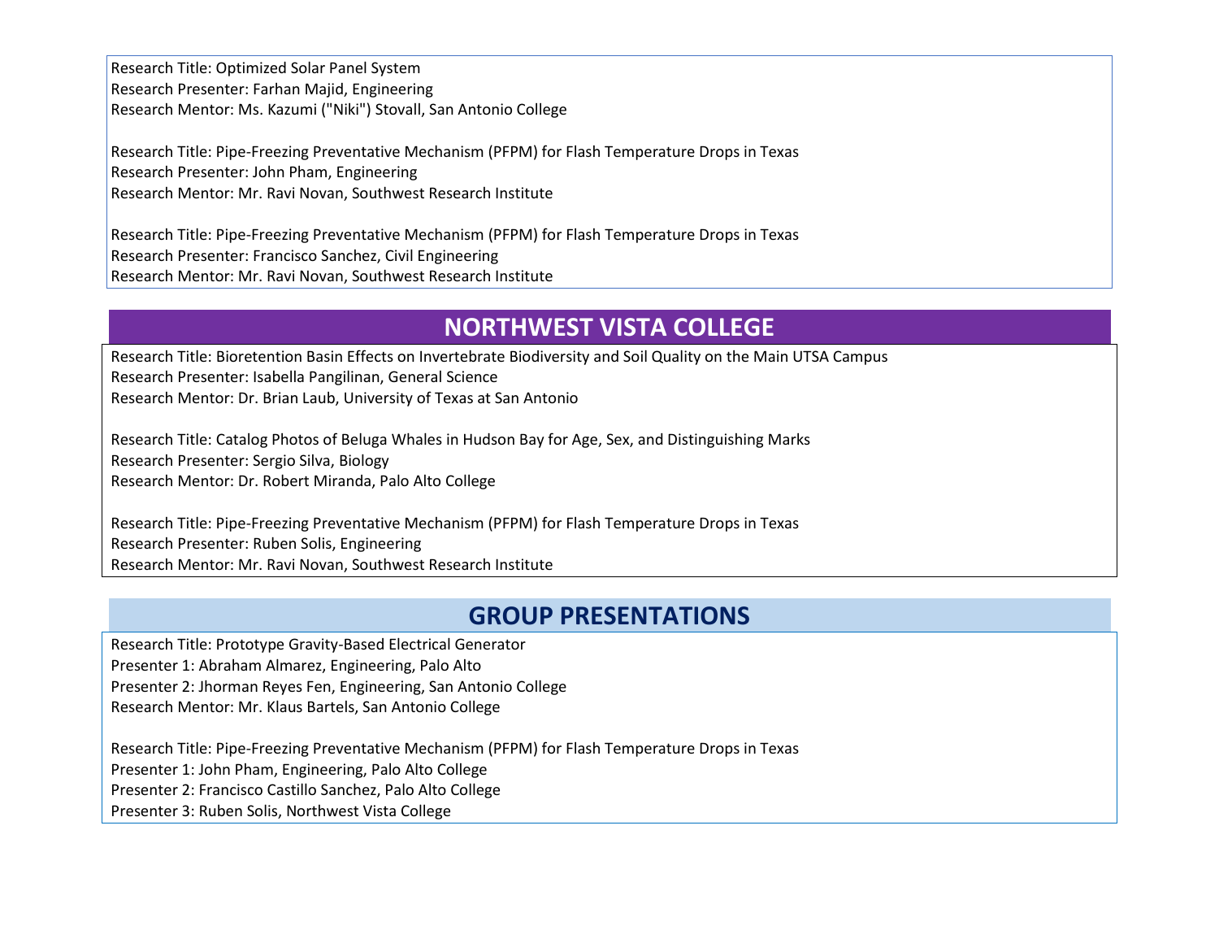Research Title: Optimized Solar Panel System
Research Presenter: Farhan Majid, Engineering
Research Mentor: Ms. Kazumi ("Niki") Stovall, San Antonio College

Research Title: Pipe-Freezing Preventative Mechanism (PFPM) for Flash Temperature Drops in Texas
Research Presenter: John Pham, Engineering
Research Mentor: Mr. Ravi Novan, Southwest Research Institute

Research Title: Pipe-Freezing Preventative Mechanism (PFPM) for Flash Temperature Drops in Texas
Research Presenter: Francisco Sanchez, Civil Engineering
Research Mentor: Mr. Ravi Novan, Southwest Research Institute

## NORTHWEST VISTA COLLEGE

Research Title: Bioretention Basin Effects on Invertebrate Biodiversity and Soil Quality on the Main UTSA Campus
Research Presenter: Isabella Pangilinan, General Science
Research Mentor: Dr. Brian Laub, University of Texas at San Antonio

Research Title: Catalog Photos of Beluga Whales in Hudson Bay for Age, Sex, and Distinguishing Marks
Research Presenter: Sergio Silva, Biology
Research Mentor: Dr. Robert Miranda, Palo Alto College

Research Title: Pipe-Freezing Preventative Mechanism (PFPM) for Flash Temperature Drops in Texas
Research Presenter: Ruben Solis, Engineering
Research Mentor: Mr. Ravi Novan, Southwest Research Institute

## GROUP PRESENTATIONS

Research Title: Prototype Gravity-Based Electrical Generator
Presenter 1: Abraham Almarez, Engineering, Palo Alto
Presenter 2: Jhorman Reyes Fen, Engineering, San Antonio College
Research Mentor: Mr. Klaus Bartels, San Antonio College

Research Title: Pipe-Freezing Preventative Mechanism (PFPM) for Flash Temperature Drops in Texas
Presenter 1: John Pham, Engineering, Palo Alto College
Presenter 2: Francisco Castillo Sanchez, Palo Alto College
Presenter 3: Ruben Solis, Northwest Vista College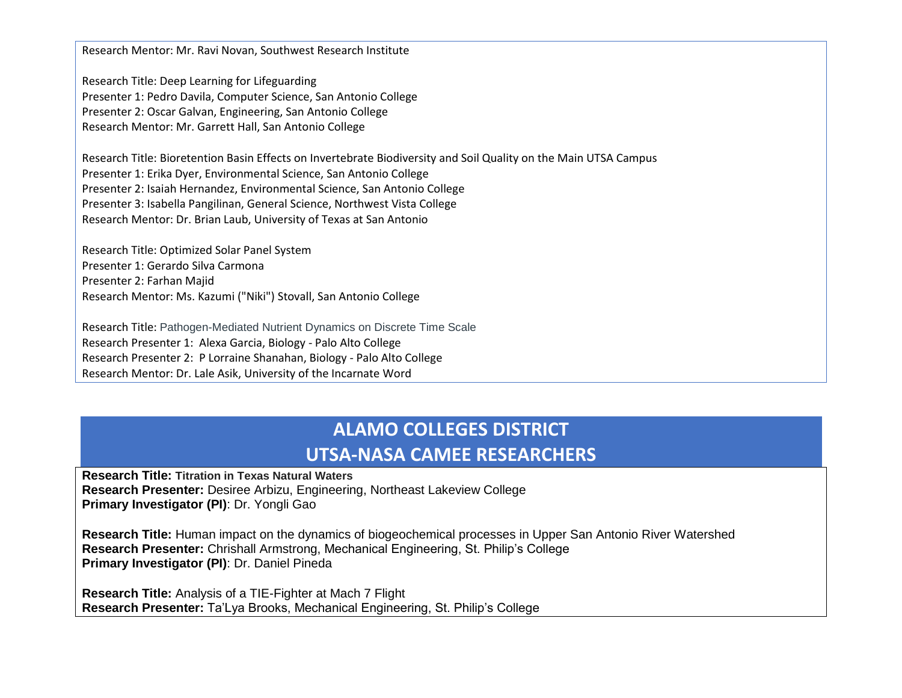Research Mentor: Mr. Ravi Novan, Southwest Research Institute

Research Title: Deep Learning for Lifeguarding
Presenter 1: Pedro Davila, Computer Science, San Antonio College
Presenter 2: Oscar Galvan, Engineering, San Antonio College
Research Mentor: Mr. Garrett Hall, San Antonio College

Research Title: Bioretention Basin Effects on Invertebrate Biodiversity and Soil Quality on the Main UTSA Campus
Presenter 1: Erika Dyer, Environmental Science, San Antonio College
Presenter 2: Isaiah Hernandez, Environmental Science, San Antonio College
Presenter 3: Isabella Pangilinan, General Science, Northwest Vista College
Research Mentor: Dr. Brian Laub, University of Texas at San Antonio

Research Title: Optimized Solar Panel System
Presenter 1: Gerardo Silva Carmona
Presenter 2: Farhan Majid
Research Mentor: Ms. Kazumi ("Niki") Stovall, San Antonio College

Research Title: Pathogen-Mediated Nutrient Dynamics on Discrete Time Scale
Research Presenter 1: Alexa Garcia, Biology - Palo Alto College
Research Presenter 2: P Lorraine Shanahan, Biology - Palo Alto College
Research Mentor: Dr. Lale Asik, University of the Incarnate Word

## ALAMO COLLEGES DISTRICT
## UTSA-NASA CAMEE RESEARCHERS

**Research Title: Titration in Texas Natural Waters**
**Research Presenter:** Desiree Arbizu, Engineering, Northeast Lakeview College
**Primary Investigator (PI)**: Dr. Yongli Gao

**Research Title:** Human impact on the dynamics of biogeochemical processes in Upper San Antonio River Watershed
**Research Presenter:** Chrishall Armstrong, Mechanical Engineering, St. Philip's College
**Primary Investigator (PI)**: Dr. Daniel Pineda

**Research Title:** Analysis of a TIE-Fighter at Mach 7 Flight
**Research Presenter:** Ta'Lya Brooks, Mechanical Engineering, St. Philip's College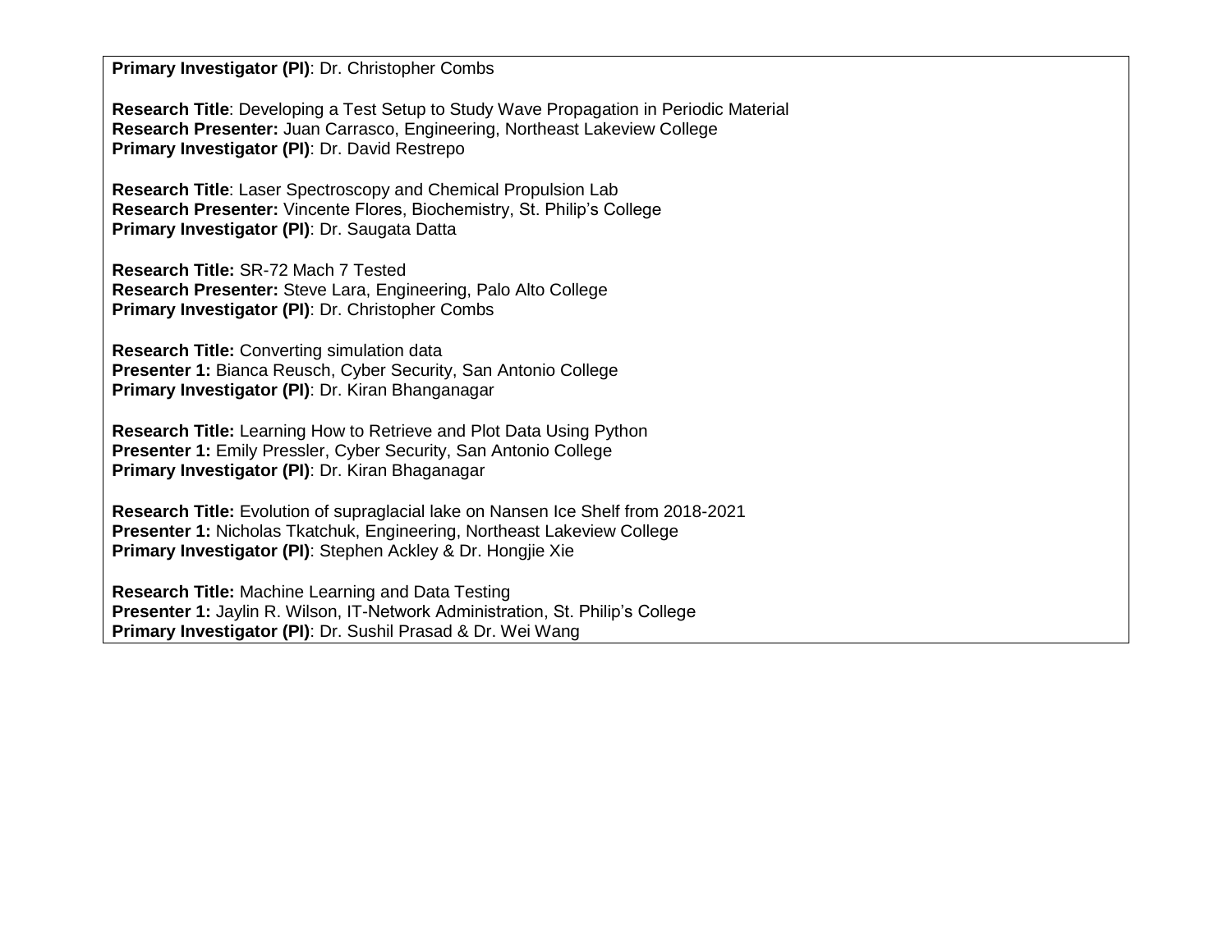**Primary Investigator (PI)**: Dr. Christopher Combs

**Research Title**: Developing a Test Setup to Study Wave Propagation in Periodic Material
**Research Presenter:** Juan Carrasco, Engineering, Northeast Lakeview College
**Primary Investigator (PI)**: Dr. David Restrepo

**Research Title**: Laser Spectroscopy and Chemical Propulsion Lab
**Research Presenter:** Vincente Flores, Biochemistry, St. Philip's College
**Primary Investigator (PI)**: Dr. Saugata Datta

**Research Title:** SR-72 Mach 7 Tested
**Research Presenter:** Steve Lara, Engineering, Palo Alto College
**Primary Investigator (PI)**: Dr. Christopher Combs

**Research Title:** Converting simulation data
**Presenter 1:** Bianca Reusch, Cyber Security, San Antonio College
**Primary Investigator (PI)**: Dr. Kiran Bhanganagar

**Research Title:** Learning How to Retrieve and Plot Data Using Python
**Presenter 1:** Emily Pressler, Cyber Security, San Antonio College
**Primary Investigator (PI)**: Dr. Kiran Bhaganagar

**Research Title:** Evolution of supraglacial lake on Nansen Ice Shelf from 2018-2021
**Presenter 1:** Nicholas Tkatchuk, Engineering, Northeast Lakeview College
**Primary Investigator (PI)**: Stephen Ackley & Dr. Hongjie Xie

**Research Title:** Machine Learning and Data Testing
**Presenter 1:** Jaylin R. Wilson, IT-Network Administration, St. Philip's College
**Primary Investigator (PI)**: Dr. Sushil Prasad & Dr. Wei Wang